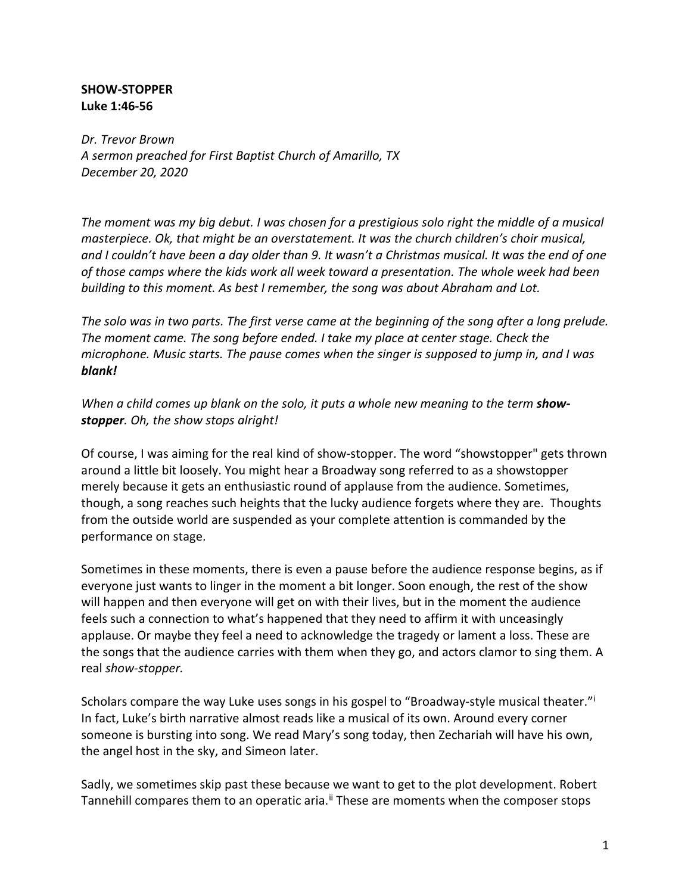**SHOW-STOPPER**
**Luke 1:46-56**

*Dr. Trevor Brown*
*A sermon preached for First Baptist Church of Amarillo, TX*
*December 20, 2020*

*The moment was my big debut. I was chosen for a prestigious solo right the middle of a musical masterpiece. Ok, that might be an overstatement. It was the church children's choir musical, and I couldn't have been a day older than 9. It wasn't a Christmas musical. It was the end of one of those camps where the kids work all week toward a presentation. The whole week had been building to this moment. As best I remember, the song was about Abraham and Lot.*

*The solo was in two parts. The first verse came at the beginning of the song after a long prelude. The moment came. The song before ended. I take my place at center stage. Check the microphone. Music starts. The pause comes when the singer is supposed to jump in, and I was **blank!***

*When a child comes up blank on the solo, it puts a whole new meaning to the term **show-stopper**. Oh, the show stops alright!*

Of course, I was aiming for the real kind of show-stopper. The word "showstopper" gets thrown around a little bit loosely. You might hear a Broadway song referred to as a showstopper merely because it gets an enthusiastic round of applause from the audience. Sometimes, though, a song reaches such heights that the lucky audience forgets where they are. Thoughts from the outside world are suspended as your complete attention is commanded by the performance on stage.

Sometimes in these moments, there is even a pause before the audience response begins, as if everyone just wants to linger in the moment a bit longer. Soon enough, the rest of the show will happen and then everyone will get on with their lives, but in the moment the audience feels such a connection to what's happened that they need to affirm it with unceasingly applause. Or maybe they feel a need to acknowledge the tragedy or lament a loss. These are the songs that the audience carries with them when they go, and actors clamor to sing them. A real *show-stopper.*

Scholars compare the way Luke uses songs in his gospel to "Broadway-style musical theater."[i] In fact, Luke's birth narrative almost reads like a musical of its own. Around every corner someone is bursting into song. We read Mary's song today, then Zechariah will have his own, the angel host in the sky, and Simeon later.

Sadly, we sometimes skip past these because we want to get to the plot development. Robert Tannehill compares them to an operatic aria.[ii] These are moments when the composer stops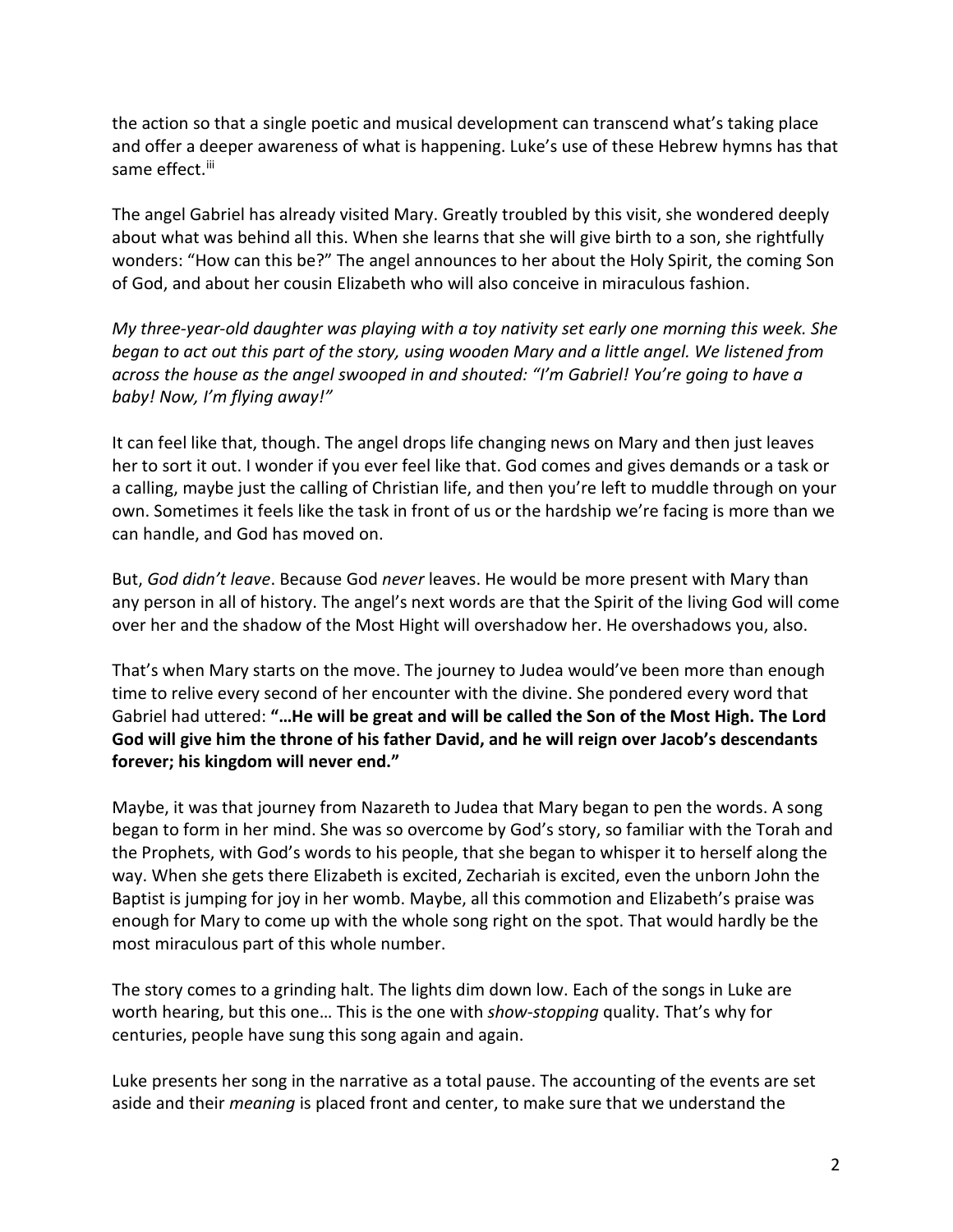the action so that a single poetic and musical development can transcend what's taking place and offer a deeper awareness of what is happening. Luke's use of these Hebrew hymns has that same effect.[iii]

The angel Gabriel has already visited Mary. Greatly troubled by this visit, she wondered deeply about what was behind all this. When she learns that she will give birth to a son, she rightfully wonders: "How can this be?" The angel announces to her about the Holy Spirit, the coming Son of God, and about her cousin Elizabeth who will also conceive in miraculous fashion.

*My three-year-old daughter was playing with a toy nativity set early one morning this week. She began to act out this part of the story, using wooden Mary and a little angel. We listened from across the house as the angel swooped in and shouted: "I'm Gabriel! You're going to have a baby! Now, I'm flying away!"*

It can feel like that, though. The angel drops life changing news on Mary and then just leaves her to sort it out. I wonder if you ever feel like that. God comes and gives demands or a task or a calling, maybe just the calling of Christian life, and then you're left to muddle through on your own. Sometimes it feels like the task in front of us or the hardship we're facing is more than we can handle, and God has moved on.

But, *God didn't leave*. Because God *never* leaves. He would be more present with Mary than any person in all of history. The angel's next words are that the Spirit of the living God will come over her and the shadow of the Most Hight will overshadow her. He overshadows you, also.

That's when Mary starts on the move. The journey to Judea would've been more than enough time to relive every second of her encounter with the divine. She pondered every word that Gabriel had uttered: **"…He will be great and will be called the Son of the Most High. The Lord God will give him the throne of his father David, and he will reign over Jacob's descendants forever; his kingdom will never end."**

Maybe, it was that journey from Nazareth to Judea that Mary began to pen the words. A song began to form in her mind. She was so overcome by God's story, so familiar with the Torah and the Prophets, with God's words to his people, that she began to whisper it to herself along the way. When she gets there Elizabeth is excited, Zechariah is excited, even the unborn John the Baptist is jumping for joy in her womb. Maybe, all this commotion and Elizabeth's praise was enough for Mary to come up with the whole song right on the spot. That would hardly be the most miraculous part of this whole number.

The story comes to a grinding halt. The lights dim down low. Each of the songs in Luke are worth hearing, but this one… This is the one with *show-stopping* quality. That's why for centuries, people have sung this song again and again.

Luke presents her song in the narrative as a total pause. The accounting of the events are set aside and their *meaning* is placed front and center, to make sure that we understand the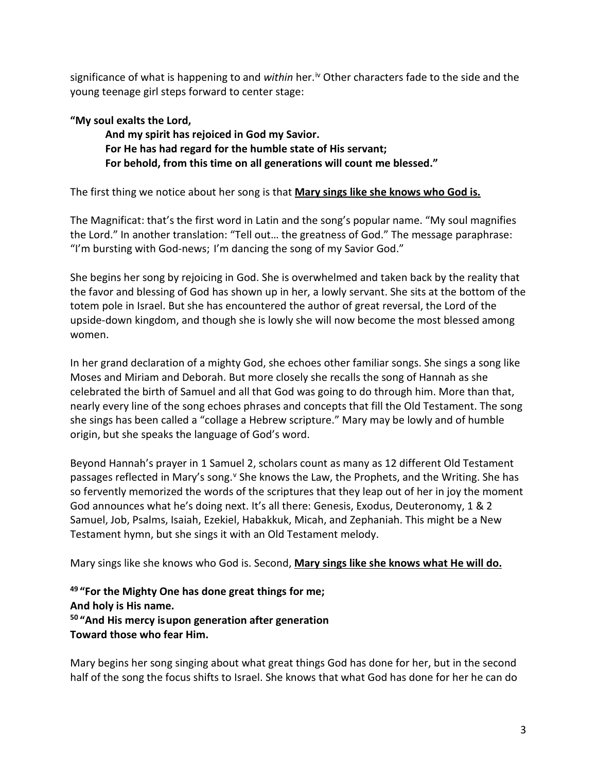significance of what is happening to and *within* her.[iv] Other characters fade to the side and the young teenage girl steps forward to center stage:

**"My soul exalts the Lord,**
**And my spirit has rejoiced in God my Savior.**
**For He has had regard for the humble state of His servant;**
**For behold, from this time on all generations will count me blessed."**

The first thing we notice about her song is that **<u>Mary sings like she knows who God is.</u>**

The Magnificat: that's the first word in Latin and the song's popular name. "My soul magnifies the Lord." In another translation: "Tell out… the greatness of God." The message paraphrase: "I'm bursting with God-news; I'm dancing the song of my Savior God."

She begins her song by rejoicing in God. She is overwhelmed and taken back by the reality that the favor and blessing of God has shown up in her, a lowly servant. She sits at the bottom of the totem pole in Israel. But she has encountered the author of great reversal, the Lord of the upside-down kingdom, and though she is lowly she will now become the most blessed among women.

In her grand declaration of a mighty God, she echoes other familiar songs. She sings a song like Moses and Miriam and Deborah. But more closely she recalls the song of Hannah as she celebrated the birth of Samuel and all that God was going to do through him. More than that, nearly every line of the song echoes phrases and concepts that fill the Old Testament. The song she sings has been called a "collage a Hebrew scripture." Mary may be lowly and of humble origin, but she speaks the language of God's word.

Beyond Hannah's prayer in 1 Samuel 2, scholars count as many as 12 different Old Testament passages reflected in Mary's song.[v] She knows the Law, the Prophets, and the Writing. She has so fervently memorized the words of the scriptures that they leap out of her in joy the moment God announces what he's doing next. It's all there: Genesis, Exodus, Deuteronomy, 1 & 2 Samuel, Job, Psalms, Isaiah, Ezekiel, Habakkuk, Micah, and Zephaniah. This might be a New Testament hymn, but she sings it with an Old Testament melody.

Mary sings like she knows who God is. Second, **<u>Mary sings like she knows what He will do.</u>**

**49 "For the Mighty One has done great things for me;**
**And holy is His name.**
**50 "And His mercy is upon generation after generation**
**Toward those who fear Him.**

Mary begins her song singing about what great things God has done for her, but in the second half of the song the focus shifts to Israel. She knows that what God has done for her he can do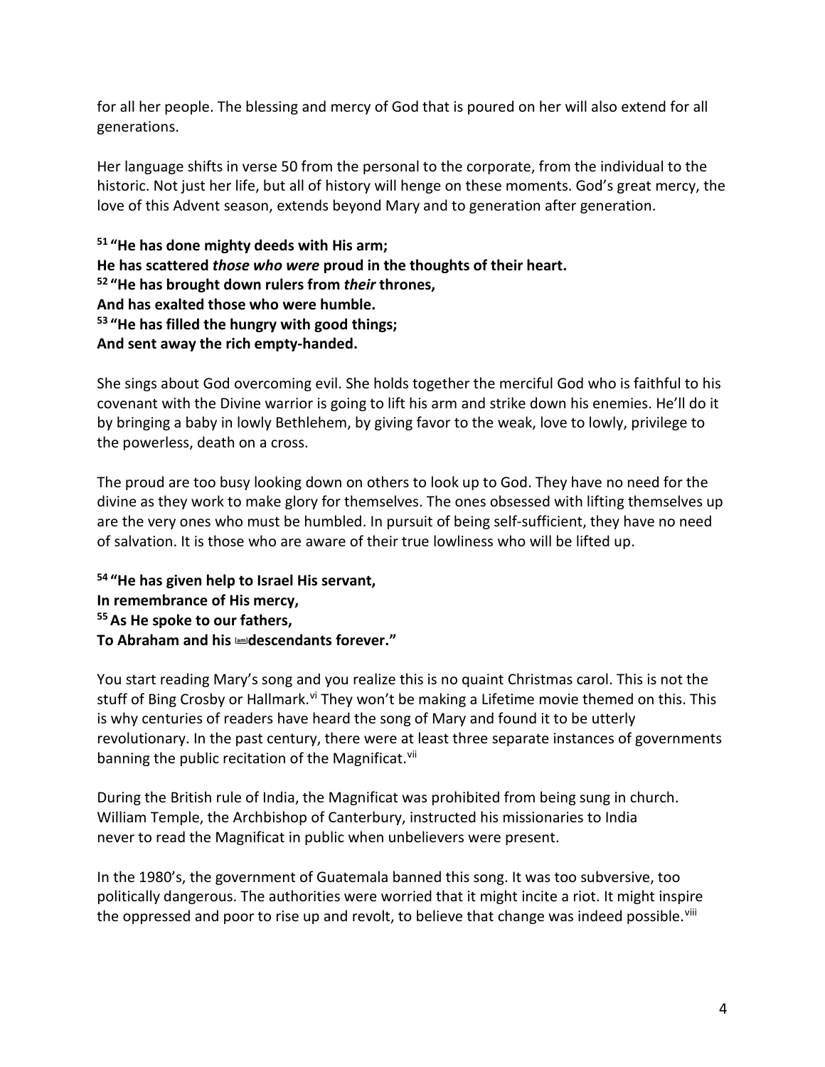for all her people. The blessing and mercy of God that is poured on her will also extend for all generations.

Her language shifts in verse 50 from the personal to the corporate, from the individual to the historic. Not just her life, but all of history will henge on these moments. God's great mercy, the love of this Advent season, extends beyond Mary and to generation after generation.

**[51] "He has done mighty deeds with His arm;**
**He has scattered *those who were* proud in the thoughts of their heart.**
**[52] "He has brought down rulers from *their* thrones,**
**And has exalted those who were humble.**
**[53] "He has filled the hungry with good things;**
**And sent away the rich empty-handed.**

She sings about God overcoming evil. She holds together the merciful God who is faithful to his covenant with the Divine warrior is going to lift his arm and strike down his enemies. He'll do it by bringing a baby in lowly Bethlehem, by giving favor to the weak, love to lowly, privilege to the powerless, death on a cross.

The proud are too busy looking down on others to look up to God. They have no need for the divine as they work to make glory for themselves. The ones obsessed with lifting themselves up are the very ones who must be humbled. In pursuit of being self-sufficient, they have no need of salvation. It is those who are aware of their true lowliness who will be lifted up.

**[54] "He has given help to Israel His servant,**
**In remembrance of His mercy,**
**[55] As He spoke to our fathers,**
**To Abraham and his [am]descendants forever."**

You start reading Mary's song and you realize this is no quaint Christmas carol. This is not the stuff of Bing Crosby or Hallmark.[vi] They won't be making a Lifetime movie themed on this. This is why centuries of readers have heard the song of Mary and found it to be utterly revolutionary. In the past century, there were at least three separate instances of governments banning the public recitation of the Magnificat.[vii]

During the British rule of India, the Magnificat was prohibited from being sung in church. William Temple, the Archbishop of Canterbury, instructed his missionaries to India never to read the Magnificat in public when unbelievers were present.

In the 1980's, the government of Guatemala banned this song. It was too subversive, too politically dangerous. The authorities were worried that it might incite a riot. It might inspire the oppressed and poor to rise up and revolt, to believe that change was indeed possible.[viii]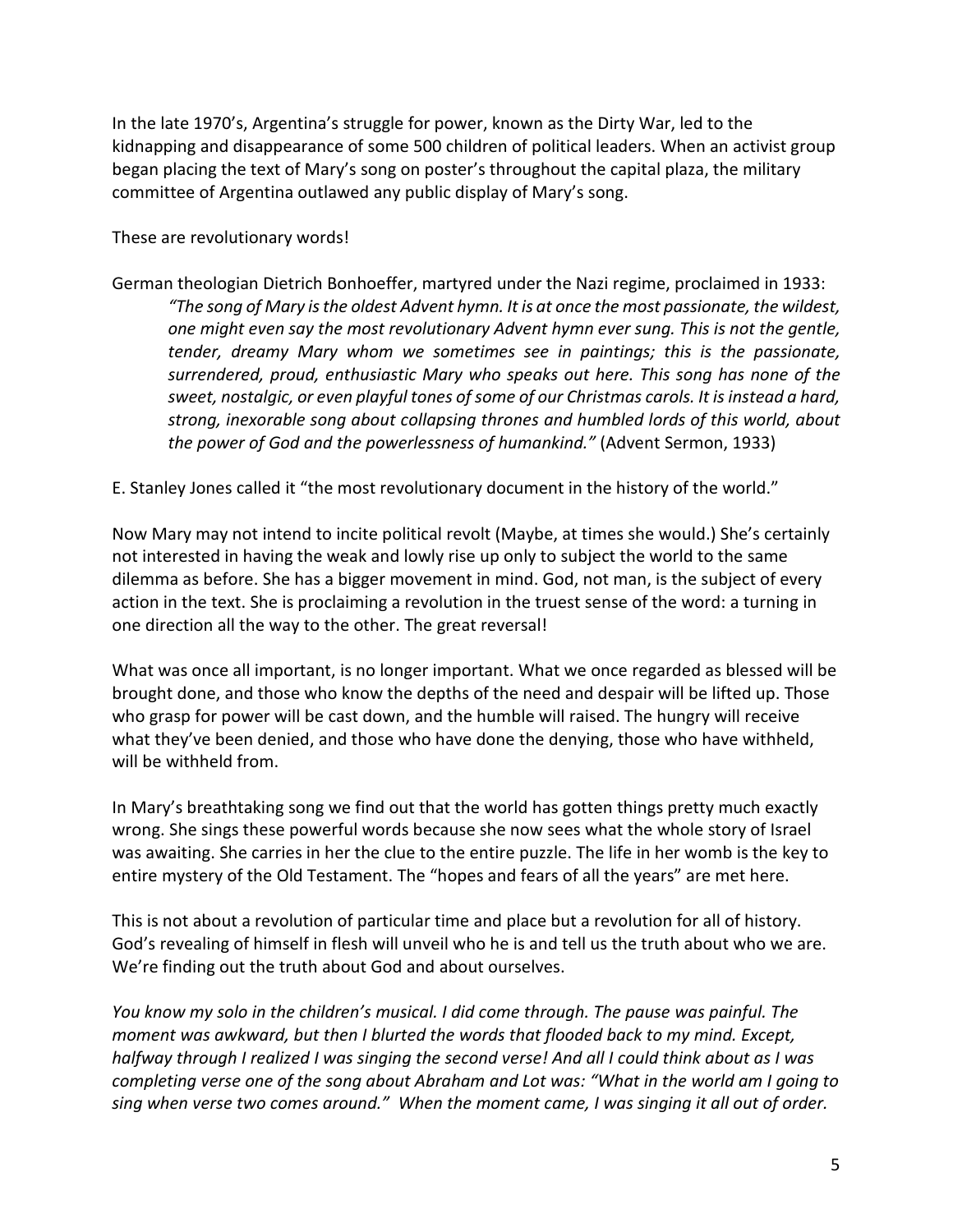In the late 1970's, Argentina's struggle for power, known as the Dirty War, led to the kidnapping and disappearance of some 500 children of political leaders. When an activist group began placing the text of Mary's song on poster's throughout the capital plaza, the military committee of Argentina outlawed any public display of Mary's song.

These are revolutionary words!

German theologian Dietrich Bonhoeffer, martyred under the Nazi regime, proclaimed in 1933:

> *"The song of Mary is the oldest Advent hymn. It is at once the most passionate, the wildest, one might even say the most revolutionary Advent hymn ever sung. This is not the gentle, tender, dreamy Mary whom we sometimes see in paintings; this is the passionate, surrendered, proud, enthusiastic Mary who speaks out here. This song has none of the sweet, nostalgic, or even playful tones of some of our Christmas carols. It is instead a hard, strong, inexorable song about collapsing thrones and humbled lords of this world, about the power of God and the powerlessness of humankind."* (Advent Sermon, 1933)

E. Stanley Jones called it "the most revolutionary document in the history of the world."

Now Mary may not intend to incite political revolt (Maybe, at times she would.) She's certainly not interested in having the weak and lowly rise up only to subject the world to the same dilemma as before. She has a bigger movement in mind. God, not man, is the subject of every action in the text. She is proclaiming a revolution in the truest sense of the word: a turning in one direction all the way to the other. The great reversal!

What was once all important, is no longer important. What we once regarded as blessed will be brought done, and those who know the depths of the need and despair will be lifted up. Those who grasp for power will be cast down, and the humble will raised. The hungry will receive what they've been denied, and those who have done the denying, those who have withheld, will be withheld from.

In Mary's breathtaking song we find out that the world has gotten things pretty much exactly wrong. She sings these powerful words because she now sees what the whole story of Israel was awaiting. She carries in her the clue to the entire puzzle. The life in her womb is the key to entire mystery of the Old Testament. The "hopes and fears of all the years" are met here.

This is not about a revolution of particular time and place but a revolution for all of history. God's revealing of himself in flesh will unveil who he is and tell us the truth about who we are. We're finding out the truth about God and about ourselves.

*You know my solo in the children's musical. I did come through. The pause was painful. The moment was awkward, but then I blurted the words that flooded back to my mind. Except, halfway through I realized I was singing the second verse! And all I could think about as I was completing verse one of the song about Abraham and Lot was: "What in the world am I going to sing when verse two comes around." When the moment came, I was singing it all out of order.*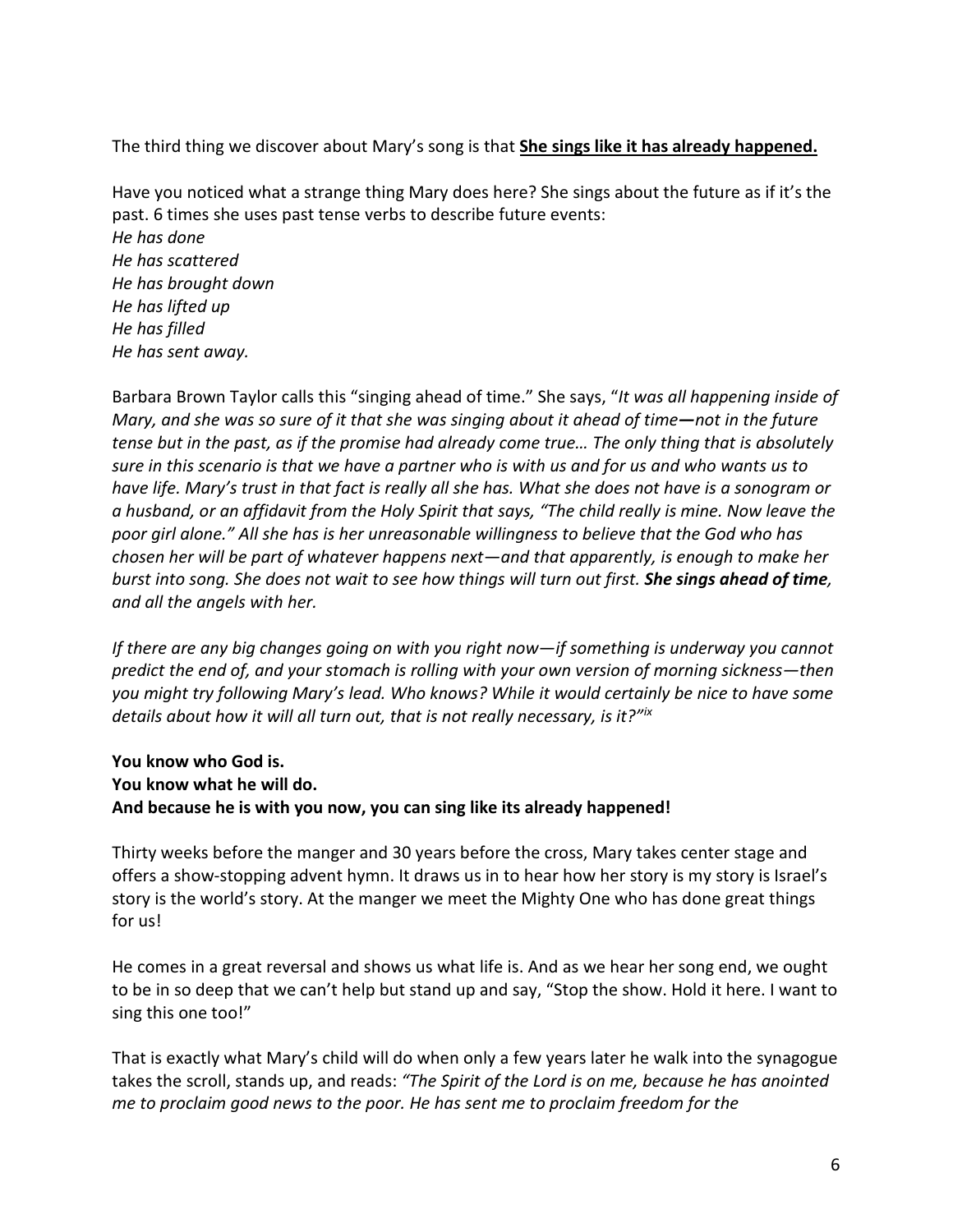The third thing we discover about Mary's song is that **She sings like it has already happened.**

Have you noticed what a strange thing Mary does here? She sings about the future as if it's the past. 6 times she uses past tense verbs to describe future events:
*He has done*
*He has scattered*
*He has brought down*
*He has lifted up*
*He has filled*
*He has sent away.*

Barbara Brown Taylor calls this "singing ahead of time." She says, "*It was all happening inside of Mary, and she was so sure of it that she was singing about it ahead of time—not in the future tense but in the past, as if the promise had already come true… The only thing that is absolutely sure in this scenario is that we have a partner who is with us and for us and who wants us to have life. Mary's trust in that fact is really all she has. What she does not have is a sonogram or a husband, or an affidavit from the Holy Spirit that says, "The child really is mine. Now leave the poor girl alone." All she has is her unreasonable willingness to believe that the God who has chosen her will be part of whatever happens next—and that apparently, is enough to make her burst into song. She does not wait to see how things will turn out first.* ***She sings ahead of time****, and all the angels with her.*

*If there are any big changes going on with you right now—if something is underway you cannot predict the end of, and your stomach is rolling with your own version of morning sickness—then you might try following Mary's lead. Who knows? While it would certainly be nice to have some details about how it will all turn out, that is not really necessary, is it?"*[ix]

**You know who God is.**
**You know what he will do.**
**And because he is with you now, you can sing like its already happened!**

Thirty weeks before the manger and 30 years before the cross, Mary takes center stage and offers a show-stopping advent hymn. It draws us in to hear how her story is my story is Israel's story is the world's story. At the manger we meet the Mighty One who has done great things for us!

He comes in a great reversal and shows us what life is. And as we hear her song end, we ought to be in so deep that we can't help but stand up and say, "Stop the show. Hold it here. I want to sing this one too!"

That is exactly what Mary's child will do when only a few years later he walk into the synagogue takes the scroll, stands up, and reads: *"The Spirit of the Lord is on me, because he has anointed me to proclaim good news to the poor. He has sent me to proclaim freedom for the*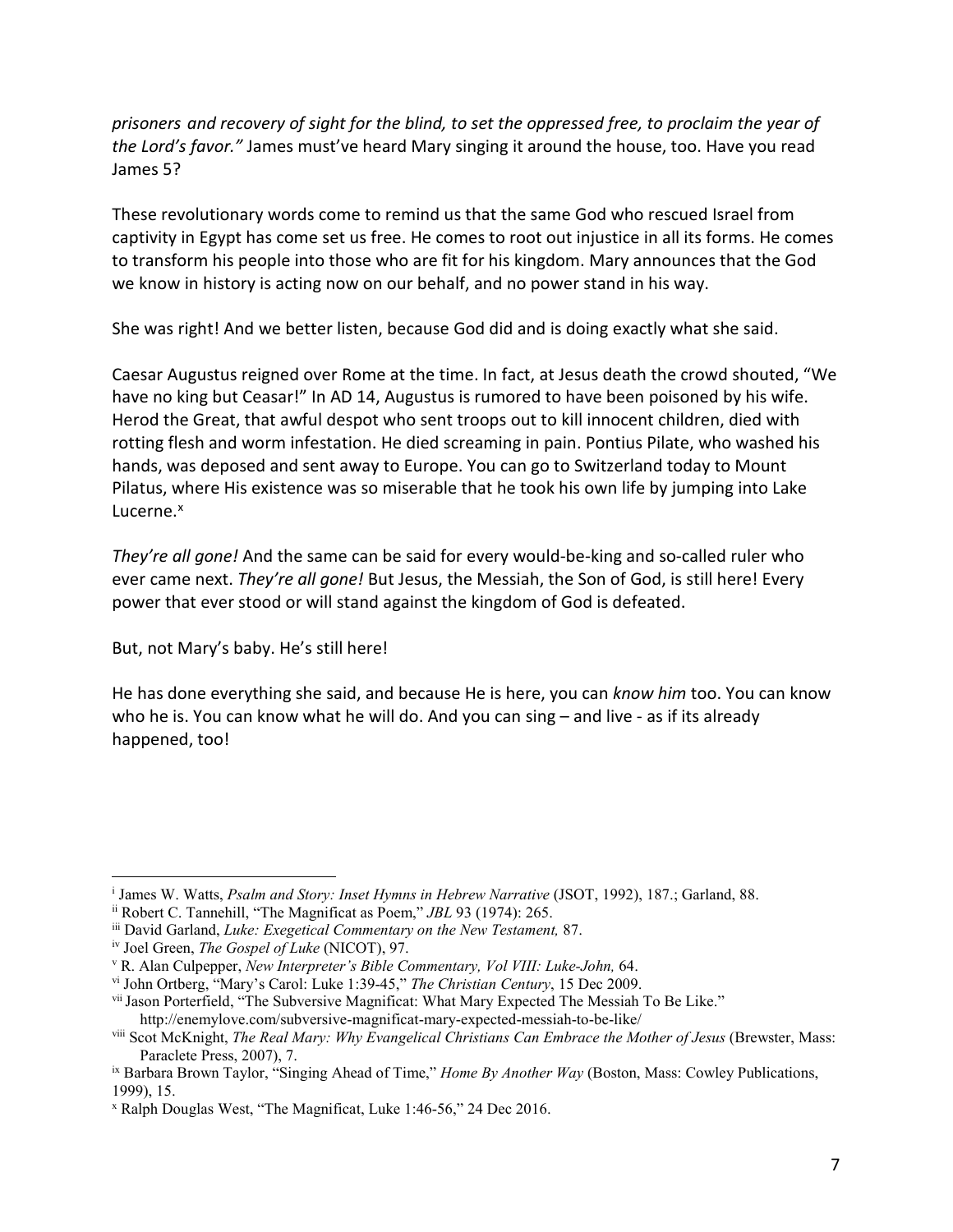*prisoners and recovery of sight for the blind, to set the oppressed free, to proclaim the year of the Lord's favor."* James must've heard Mary singing it around the house, too. Have you read James 5?

These revolutionary words come to remind us that the same God who rescued Israel from captivity in Egypt has come set us free. He comes to root out injustice in all its forms. He comes to transform his people into those who are fit for his kingdom. Mary announces that the God we know in history is acting now on our behalf, and no power stand in his way.

She was right! And we better listen, because God did and is doing exactly what she said.

Caesar Augustus reigned over Rome at the time. In fact, at Jesus death the crowd shouted, "We have no king but Ceasar!" In AD 14, Augustus is rumored to have been poisoned by his wife. Herod the Great, that awful despot who sent troops out to kill innocent children, died with rotting flesh and worm infestation. He died screaming in pain. Pontius Pilate, who washed his hands, was deposed and sent away to Europe. You can go to Switzerland today to Mount Pilatus, where His existence was so miserable that he took his own life by jumping into Lake Lucerne.[x]

*They're all gone!* And the same can be said for every would-be-king and so-called ruler who ever came next. *They're all gone!* But Jesus, the Messiah, the Son of God, is still here! Every power that ever stood or will stand against the kingdom of God is defeated.

But, not Mary's baby. He's still here!

He has done everything she said, and because He is here, you can *know him* too. You can know who he is. You can know what he will do. And you can sing – and live - as if its already happened, too!

---

[i] James W. Watts, *Psalm and Story: Inset Hymns in Hebrew Narrative* (JSOT, 1992), 187.; Garland, 88.

[ii] Robert C. Tannehill, "The Magnificat as Poem," *JBL* 93 (1974): 265.

[iii] David Garland, *Luke: Exegetical Commentary on the New Testament,* 87.

[iv] Joel Green, *The Gospel of Luke* (NICOT), 97.

[v] R. Alan Culpepper, *New Interpreter's Bible Commentary, Vol VIII: Luke-John,* 64.

[vi] John Ortberg, "Mary's Carol: Luke 1:39-45," *The Christian Century*, 15 Dec 2009.

[vii] Jason Porterfield, "The Subversive Magnificat: What Mary Expected The Messiah To Be Like." http://enemylove.com/subversive-magnificat-mary-expected-messiah-to-be-like/

[viii] Scot McKnight, *The Real Mary: Why Evangelical Christians Can Embrace the Mother of Jesus* (Brewster, Mass: Paraclete Press, 2007), 7.

[ix] Barbara Brown Taylor, "Singing Ahead of Time," *Home By Another Way* (Boston, Mass: Cowley Publications, 1999), 15.

[x] Ralph Douglas West, "The Magnificat, Luke 1:46-56," 24 Dec 2016.